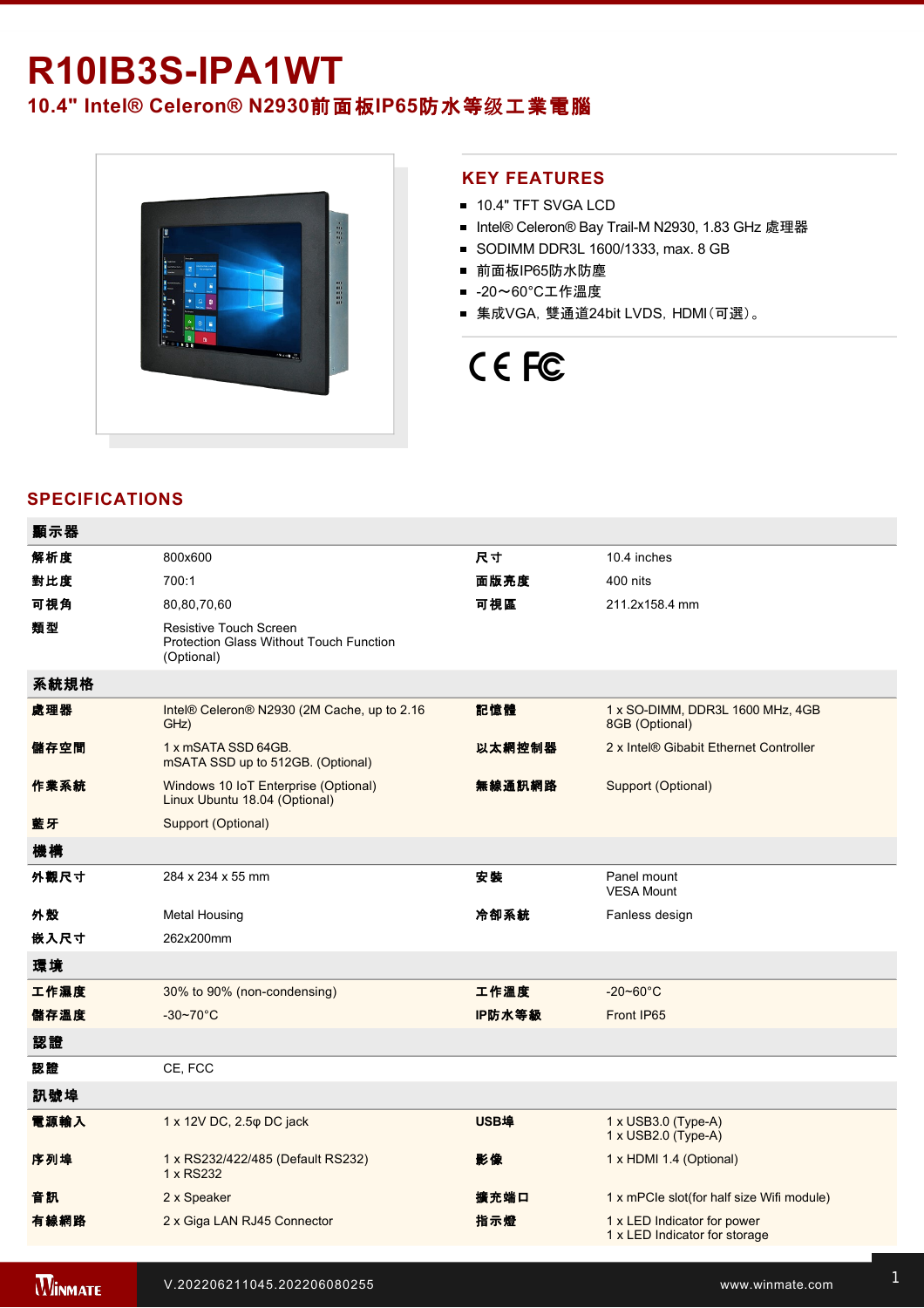# R10IB3S-IPA1WT

## 10.4" Intel® Celeron® N2930前面板IP65防水等级工業電腦

## KEY FEATURES

- 10.4" TFT SVGA LCD
- Intel® Celeron® Bay Trail-M N2930, 1.83 GHz 處理器
- SODIMM DDR3L 1600/1333, max. 8 GB
- 前面板IP65防水防塵
- -20～60°C工作溫度
- 集成VGA, 雙通道24bit LVDS, HDMI(可選)。

## SPECIFICATIONS

| 顯示器 | | | |
|---|---|---|---|
| 解析度 | 800x600 | 尺寸 | 10.4 inches |
| 對比度 | 700:1 | 面版亮度 | 400 nits |
| 可視角 | 80,80,70,60 | 可視區 | 211.2x158.4 mm |
| 類型 | Resistive Touch Screen<br>Protection Glass Without Touch Function (Optional) | | |
| **系統規格** | | | |
| 處理器 | Intel® Celeron® N2930 (2M Cache, up to 2.16 GHz) | 記憶體 | 1 x SO-DIMM, DDR3L 1600 MHz, 4GB<br>8GB (Optional) |
| 儲存空間 | 1 x mSATA SSD 64GB.<br>mSATA SSD up to 512GB. (Optional) | 以太網控制器 | 2 x Intel® Gibabit Ethernet Controller |
| 作業系統 | Windows 10 IoT Enterprise (Optional)<br>Linux Ubuntu 18.04 (Optional) | 無線通訊網路 | Support (Optional) |
| 藍牙 | Support (Optional) | | |
| **機構** | | | |
| 外觀尺寸 | 284 x 234 x 55 mm | 安裝 | Panel mount<br>VESA Mount |
| 外殼 | Metal Housing | 冷卻系統 | Fanless design |
| 嵌入尺寸 | 262x200mm | | |
| **環境** | | | |
| 工作濕度 | 30% to 90% (non-condensing) | 工作溫度 | -20~60°C |
| 儲存溫度 | -30~70°C | IP防水等級 | Front IP65 |
| **認證** | | | |
| 認證 | CE, FCC | | |
| **訊號埠** | | | |
| 電源輸入 | 1 x 12V DC, 2.5φ DC jack | USB埠 | 1 x USB3.0 (Type-A)<br>1 x USB2.0 (Type-A) |
| 序列埠 | 1 x RS232/422/485 (Default RS232)<br>1 x RS232 | 影像 | 1 x HDMI 1.4 (Optional) |
| 音訊 | 2 x Speaker | 擴充端口 | 1 x mPCIe slot(for half size Wifi module) |
| 有線網路 | 2 x Giga LAN RJ45 Connector | 指示燈 | 1 x LED Indicator for power<br>1 x LED Indicator for storage |

V.202206211045.202206080255 www.winmate.com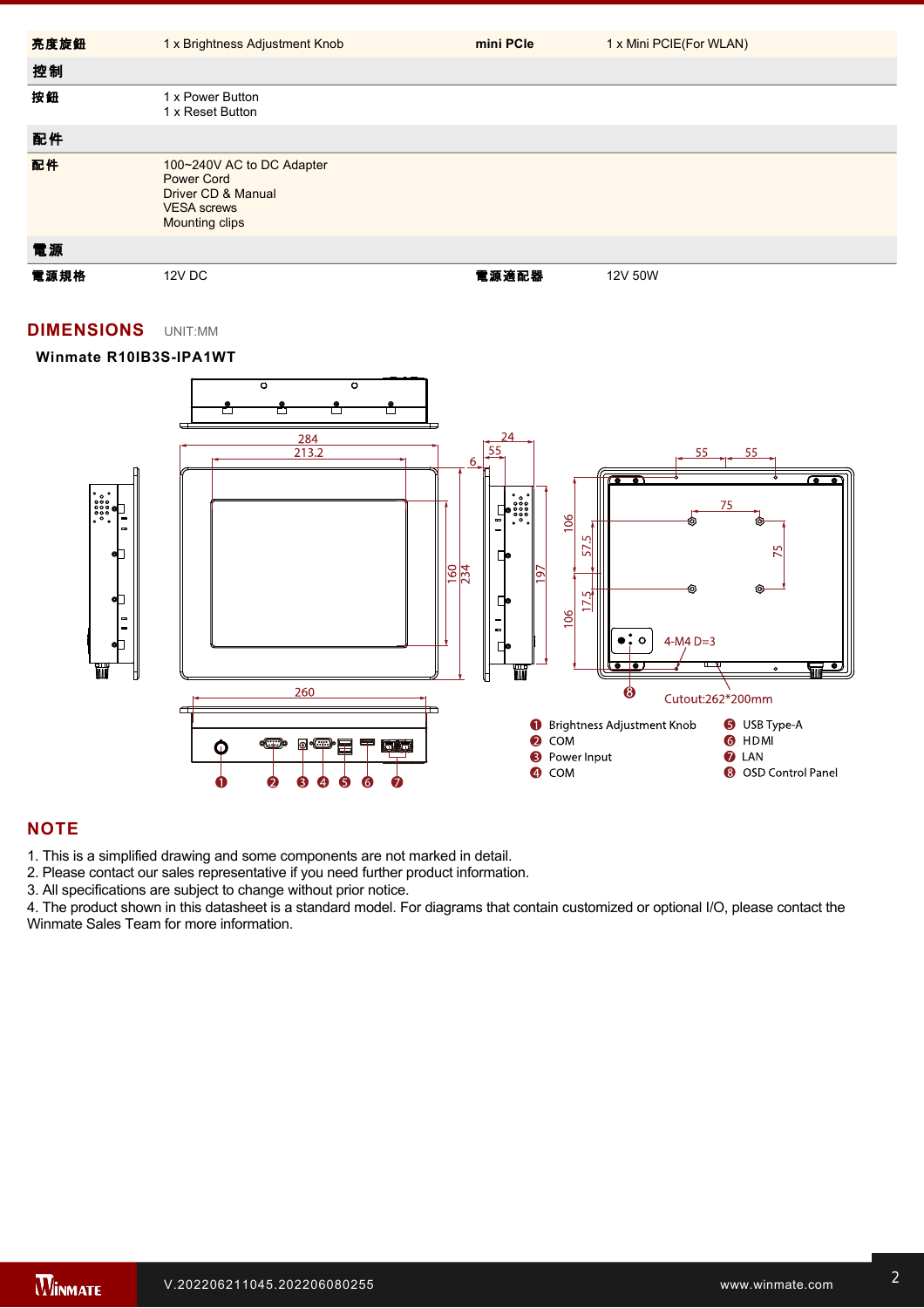| | | | |
|---|---|---|---|
| 亮度旋鈕 | 1 x Brightness Adjustment Knob | **mini PCIe** | 1 x Mini PCIE(For WLAN) |
| **控制** | | | |
| 按鈕 | 1 x Power Button<br>1 x Reset Button | | |
| **配件** | | | |
| 配件 | 100~240V AC to DC Adapter<br>Power Cord<br>Driver CD & Manual<br>VESA screws<br>Mounting clips | | |
| **電源** | | | |
| 電源規格 | 12V DC | 電源適配器 | 12V 50W |

## DIMENSIONS UNIT:MM

**Winmate R10IB3S-IPA1WT**

284
213.2
260
160
234
24
55
6
197
106
57.5
17.5
106
55
55
75
75
4-M4 D=3
Cutout:262*200mm

❶ Brightness Adjustment Knob
❷ COM
❸ Power Input
❹ COM
❺ USB Type-A
❻ HDMI
❼ LAN
❽ OSD Control Panel

## NOTE

1. This is a simplified drawing and some components are not marked in detail.
2. Please contact our sales representative if you need further product information.
3. All specifications are subject to change without prior notice.
4. The product shown in this datasheet is a standard model. For diagrams that contain customized or optional I/O, please contact the Winmate Sales Team for more information.

V.202206211045.202206080255
www.winmate.com